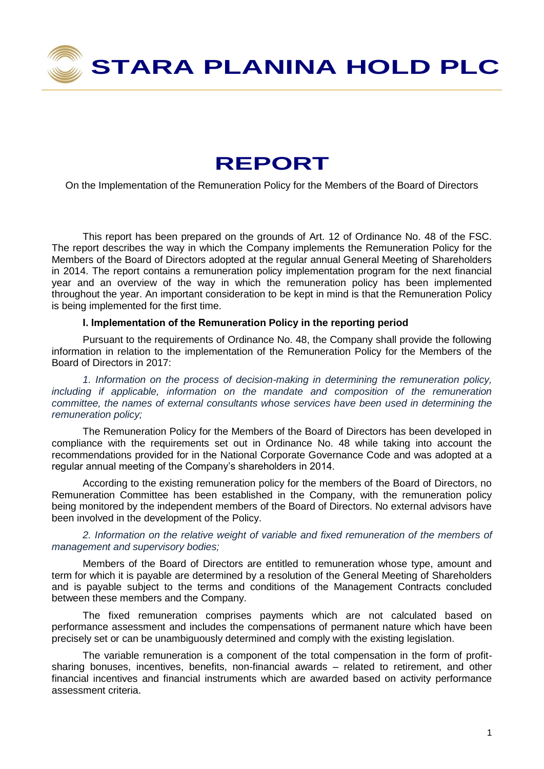# STARA PLANINA HOLD PLC

# REPORT

On the Implementation of the Remuneration Policy for the Members of the Board of Directors

This report has been prepared on the grounds of Art. 12 of Ordinance No. 48 of the FSC. The report describes the way in which the Company implements the Remuneration Policy for the Members of the Board of Directors adopted at the regular annual General Meeting of Shareholders in 2014. The report contains a remuneration policy implementation program for the next financial year and an overview of the way in which the remuneration policy has been implemented throughout the year. An important consideration to be kept in mind is that the Remuneration Policy is being implemented for the first time.

**I. Implementation of the Remuneration Policy in the reporting period**

Pursuant to the requirements of Ordinance No. 48, the Company shall provide the following information in relation to the implementation of the Remuneration Policy for the Members of the Board of Directors in 2017:

*1. Information on the process of decision-making in determining the remuneration policy, including if applicable, information on the mandate and composition of the remuneration committee, the names of external consultants whose services have been used in determining the remuneration policy;*

The Remuneration Policy for the Members of the Board of Directors has been developed in compliance with the requirements set out in Ordinance No. 48 while taking into account the recommendations provided for in the National Corporate Governance Code and was adopted at a regular annual meeting of the Company's shareholders in 2014.

According to the existing remuneration policy for the members of the Board of Directors, no Remuneration Committee has been established in the Company, with the remuneration policy being monitored by the independent members of the Board of Directors. No external advisors have been involved in the development of the Policy.

*2. Information on the relative weight of variable and fixed remuneration of the members of management and supervisory bodies;*

Members of the Board of Directors are entitled to remuneration whose type, amount and term for which it is payable are determined by a resolution of the General Meeting of Shareholders and is payable subject to the terms and conditions of the Management Contracts concluded between these members and the Company.

The fixed remuneration comprises payments which are not calculated based on performance assessment and includes the compensations of permanent nature which have been precisely set or can be unambiguously determined and comply with the existing legislation.

The variable remuneration is a component of the total compensation in the form of profit-sharing bonuses, incentives, benefits, non-financial awards – related to retirement, and other financial incentives and financial instruments which are awarded based on activity performance assessment criteria.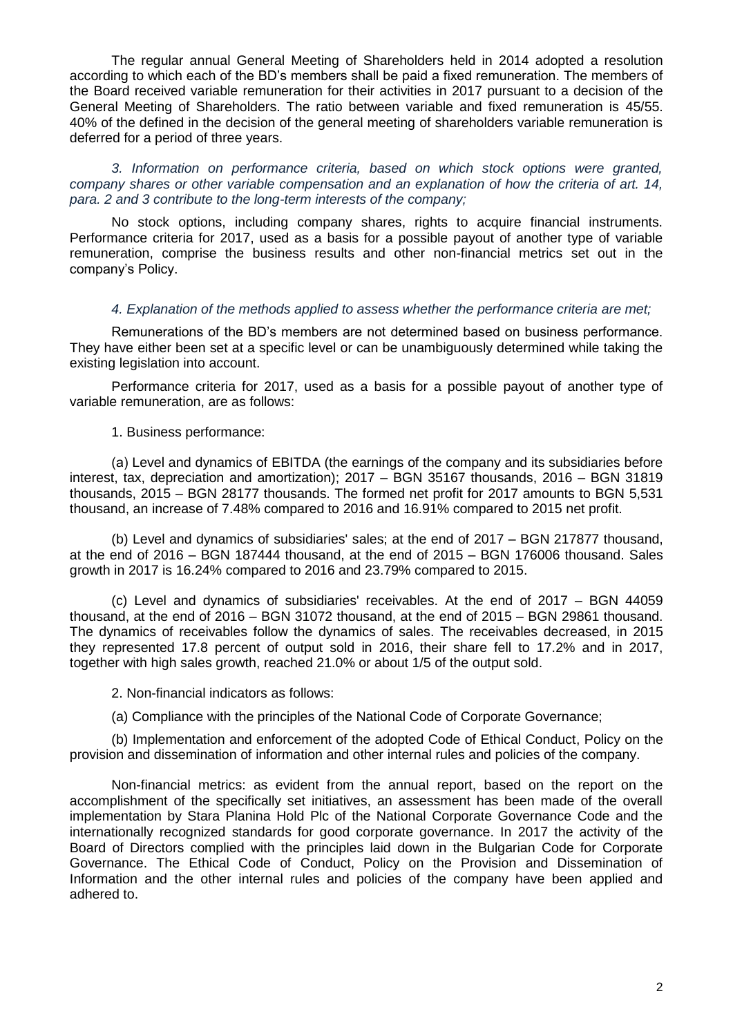The regular annual General Meeting of Shareholders held in 2014 adopted a resolution according to which each of the BD's members shall be paid a fixed remuneration. The members of the Board received variable remuneration for their activities in 2017 pursuant to a decision of the General Meeting of Shareholders. The ratio between variable and fixed remuneration is 45/55. 40% of the defined in the decision of the general meeting of shareholders variable remuneration is deferred for a period of three years.

*3. Information on performance criteria, based on which stock options were granted, company shares or other variable compensation and an explanation of how the criteria of art. 14, para. 2 and 3 contribute to the long-term interests of the company;*

No stock options, including company shares, rights to acquire financial instruments. Performance criteria for 2017, used as a basis for a possible payout of another type of variable remuneration, comprise the business results and other non-financial metrics set out in the company's Policy.

*4. Explanation of the methods applied to assess whether the performance criteria are met;*

Remunerations of the BD's members are not determined based on business performance. They have either been set at a specific level or can be unambiguously determined while taking the existing legislation into account.

Performance criteria for 2017, used as a basis for a possible payout of another type of variable remuneration, are as follows:

1. Business performance:

(a) Level and dynamics of EBITDA (the earnings of the company and its subsidiaries before interest, tax, depreciation and amortization); 2017 – BGN 35167 thousands, 2016 – BGN 31819 thousands, 2015 – BGN 28177 thousands. The formed net profit for 2017 amounts to BGN 5,531 thousand, an increase of 7.48% compared to 2016 and 16.91% compared to 2015 net profit.

(b) Level and dynamics of subsidiaries' sales; at the end of 2017 – BGN 217877 thousand, at the end of 2016 – BGN 187444 thousand, at the end of 2015 – BGN 176006 thousand. Sales growth in 2017 is 16.24% compared to 2016 and 23.79% compared to 2015.

(c) Level and dynamics of subsidiaries' receivables. At the end of 2017 – BGN 44059 thousand, at the end of 2016 – BGN 31072 thousand, at the end of 2015 – BGN 29861 thousand. The dynamics of receivables follow the dynamics of sales. The receivables decreased, in 2015 they represented 17.8 percent of output sold in 2016, their share fell to 17.2% and in 2017, together with high sales growth, reached 21.0% or about 1/5 of the output sold.

2. Non-financial indicators as follows:

(a) Compliance with the principles of the National Code of Corporate Governance;

(b) Implementation and enforcement of the adopted Code of Ethical Conduct, Policy on the provision and dissemination of information and other internal rules and policies of the company.

Non-financial metrics: as evident from the annual report, based on the report on the accomplishment of the specifically set initiatives, an assessment has been made of the overall implementation by Stara Planina Hold Plc of the National Corporate Governance Code and the internationally recognized standards for good corporate governance. In 2017 the activity of the Board of Directors complied with the principles laid down in the Bulgarian Code for Corporate Governance. The Ethical Code of Conduct, Policy on the Provision and Dissemination of Information and the other internal rules and policies of the company have been applied and adhered to.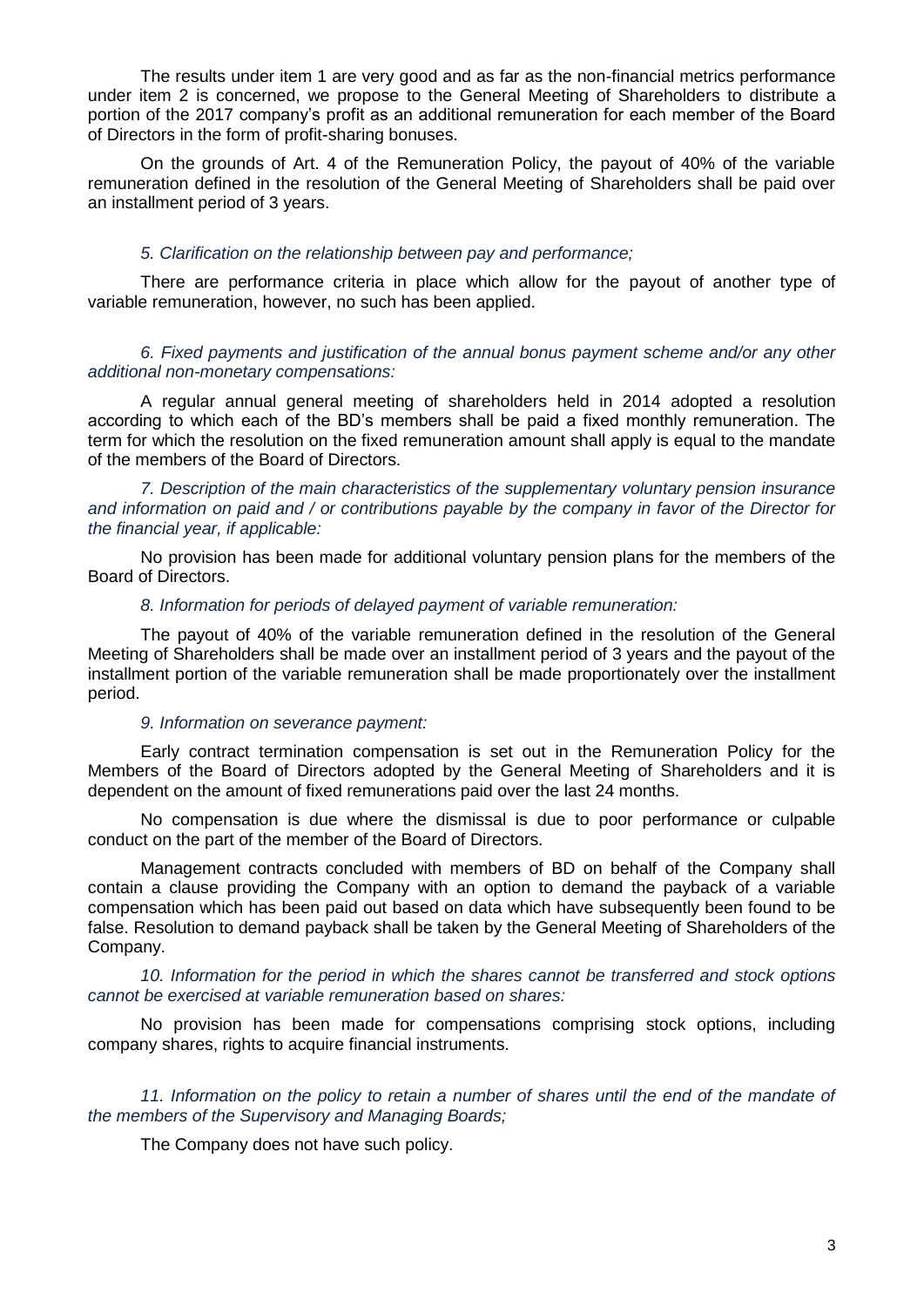The results under item 1 are very good and as far as the non-financial metrics performance under item 2 is concerned, we propose to the General Meeting of Shareholders to distribute a portion of the 2017 company's profit as an additional remuneration for each member of the Board of Directors in the form of profit-sharing bonuses.

On the grounds of Art. 4 of the Remuneration Policy, the payout of 40% of the variable remuneration defined in the resolution of the General Meeting of Shareholders shall be paid over an installment period of 3 years.

*5. Clarification on the relationship between pay and performance;*

There are performance criteria in place which allow for the payout of another type of variable remuneration, however, no such has been applied.

*6. Fixed payments and justification of the annual bonus payment scheme and/or any other additional non-monetary compensations:*

A regular annual general meeting of shareholders held in 2014 adopted a resolution according to which each of the BD's members shall be paid a fixed monthly remuneration. The term for which the resolution on the fixed remuneration amount shall apply is equal to the mandate of the members of the Board of Directors.

*7. Description of the main characteristics of the supplementary voluntary pension insurance and information on paid and / or contributions payable by the company in favor of the Director for the financial year, if applicable:*

No provision has been made for additional voluntary pension plans for the members of the Board of Directors.

*8. Information for periods of delayed payment of variable remuneration:*

The payout of 40% of the variable remuneration defined in the resolution of the General Meeting of Shareholders shall be made over an installment period of 3 years and the payout of the installment portion of the variable remuneration shall be made proportionately over the installment period.

*9. Information on severance payment:*

Early contract termination compensation is set out in the Remuneration Policy for the Members of the Board of Directors adopted by the General Meeting of Shareholders and it is dependent on the amount of fixed remunerations paid over the last 24 months.

No compensation is due where the dismissal is due to poor performance or culpable conduct on the part of the member of the Board of Directors.

Management contracts concluded with members of BD on behalf of the Company shall contain a clause providing the Company with an option to demand the payback of a variable compensation which has been paid out based on data which have subsequently been found to be false. Resolution to demand payback shall be taken by the General Meeting of Shareholders of the Company.

*10. Information for the period in which the shares cannot be transferred and stock options cannot be exercised at variable remuneration based on shares:*

No provision has been made for compensations comprising stock options, including company shares, rights to acquire financial instruments.

*11. Information on the policy to retain a number of shares until the end of the mandate of the members of the Supervisory and Managing Boards;*

The Company does not have such policy.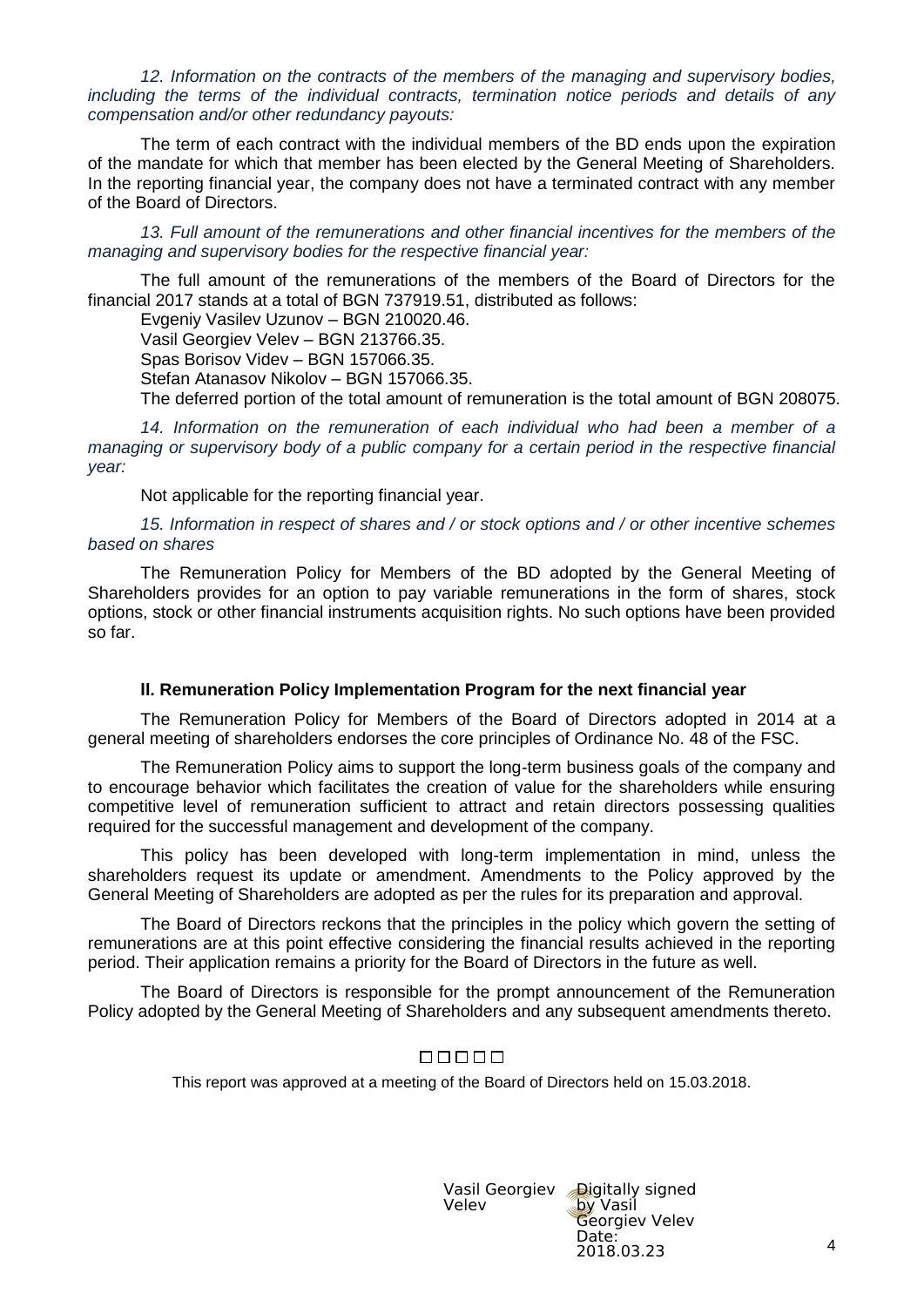*12. Information on the contracts of the members of the managing and supervisory bodies, including the terms of the individual contracts, termination notice periods and details of any compensation and/or other redundancy payouts:*

The term of each contract with the individual members of the BD ends upon the expiration of the mandate for which that member has been elected by the General Meeting of Shareholders. In the reporting financial year, the company does not have a terminated contract with any member of the Board of Directors.

*13. Full amount of the remunerations and other financial incentives for the members of the managing and supervisory bodies for the respective financial year:*

The full amount of the remunerations of the members of the Board of Directors for the financial 2017 stands at a total of BGN 737919.51, distributed as follows:

Evgeniy Vasilev Uzunov – BGN 210020.46.

Vasil Georgiev Velev – BGN 213766.35.

Spas Borisov Videv – BGN 157066.35.

Stefan Atanasov Nikolov – BGN 157066.35.

The deferred portion of the total amount of remuneration is the total amount of BGN 208075.

*14. Information on the remuneration of each individual who had been a member of a managing or supervisory body of a public company for a certain period in the respective financial year:*

Not applicable for the reporting financial year.

*15. Information in respect of shares and / or stock options and / or other incentive schemes based on shares*

The Remuneration Policy for Members of the BD adopted by the General Meeting of Shareholders provides for an option to pay variable remunerations in the form of shares, stock options, stock or other financial instruments acquisition rights. No such options have been provided so far.

**II. Remuneration Policy Implementation Program for the next financial year**

The Remuneration Policy for Members of the Board of Directors adopted in 2014 at a general meeting of shareholders endorses the core principles of Ordinance No. 48 of the FSC.

The Remuneration Policy aims to support the long-term business goals of the company and to encourage behavior which facilitates the creation of value for the shareholders while ensuring competitive level of remuneration sufficient to attract and retain directors possessing qualities required for the successful management and development of the company.

This policy has been developed with long-term implementation in mind, unless the shareholders request its update or amendment. Amendments to the Policy approved by the General Meeting of Shareholders are adopted as per the rules for its preparation and approval.

The Board of Directors reckons that the principles in the policy which govern the setting of remunerations are at this point effective considering the financial results achieved in the reporting period. Their application remains a priority for the Board of Directors in the future as well.

The Board of Directors is responsible for the prompt announcement of the Remuneration Policy adopted by the General Meeting of Shareholders and any subsequent amendments thereto.

□□□□□

This report was approved at a meeting of the Board of Directors held on 15.03.2018.

Vasil Georgiev Velev

Digitally signed by Vasil Georgiev Velev
Date: 2018.03.23